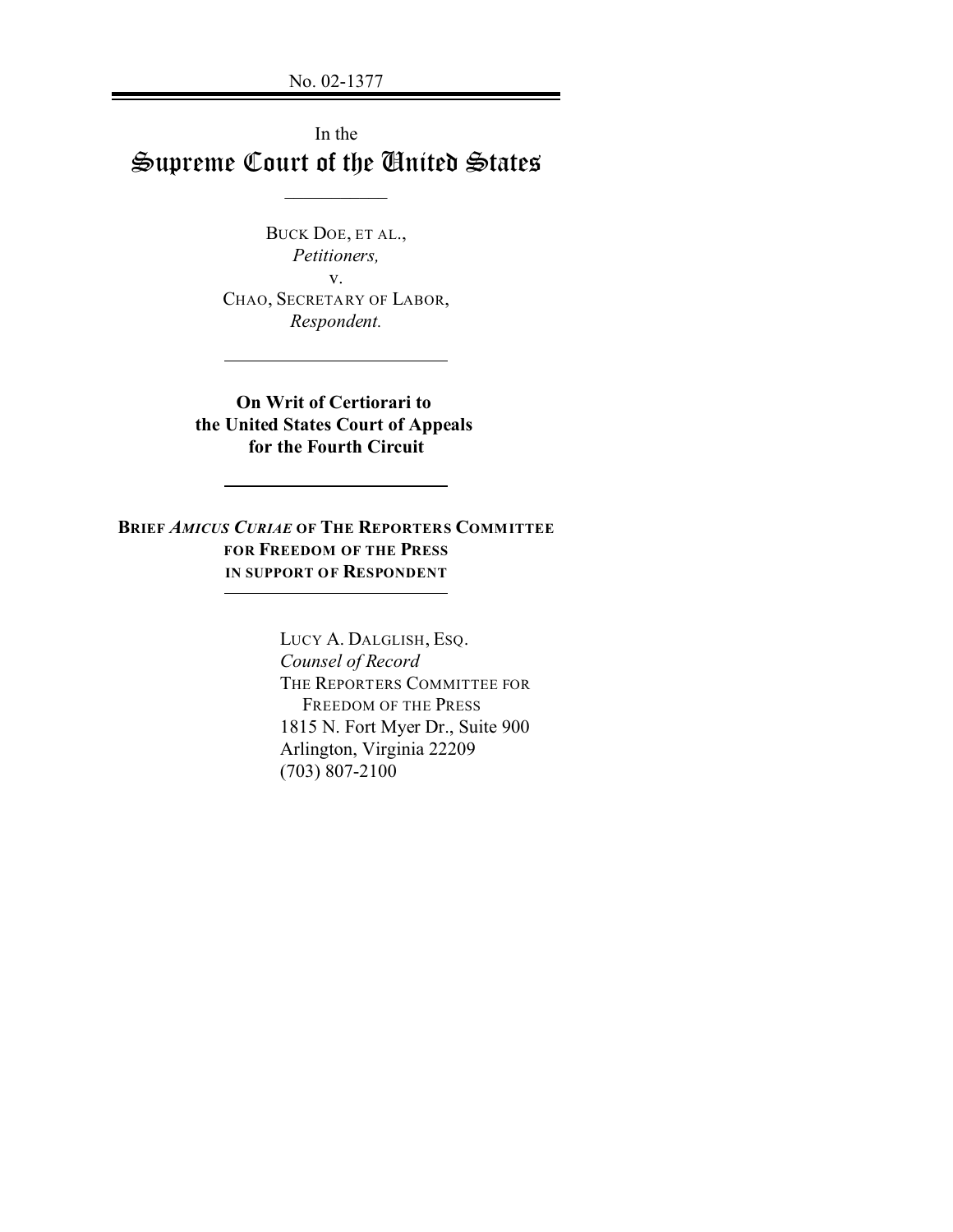No. 02-1377

In the

# Supreme Court of the United States

BUCK DOE, ET AL.,
*Petitioners,*
v.
CHAO, SECRETARY OF LABOR,
*Respondent.*

**On Writ of Certiorari to the United States Court of Appeals for the Fourth Circuit**

**BRIEF *AMICUS CURIAE* OF THE REPORTERS COMMITTEE FOR FREEDOM OF THE PRESS IN SUPPORT OF RESPONDENT**

LUCY A. DALGLISH, ESQ.
*Counsel of Record*
THE REPORTERS COMMITTEE FOR FREEDOM OF THE PRESS
1815 N. Fort Myer Dr., Suite 900
Arlington, Virginia 22209
(703) 807-2100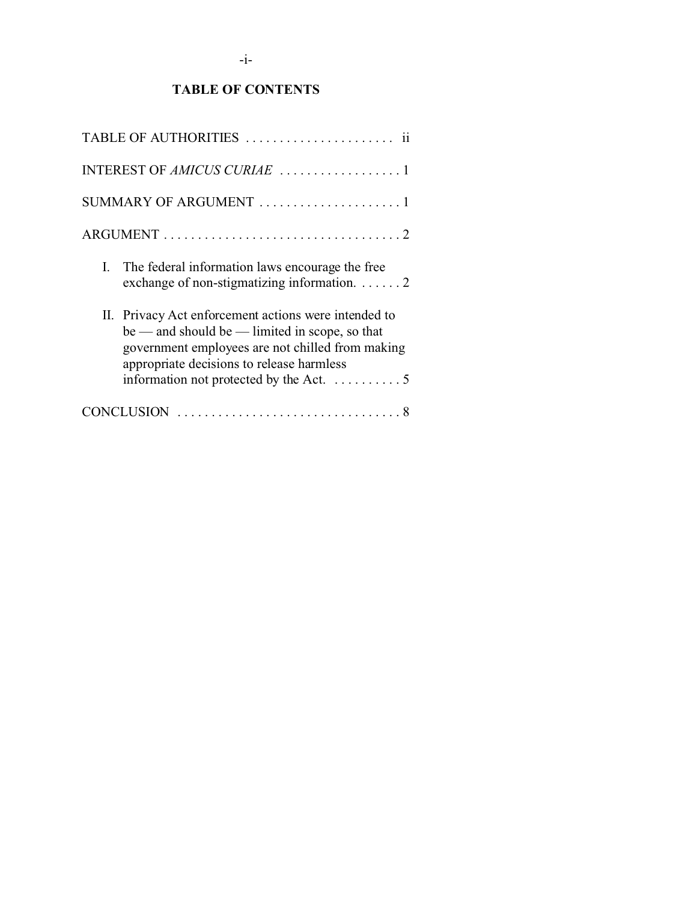# TABLE OF CONTENTS

TABLE OF AUTHORITIES . . . . . . . . . . . . . . . . . . . . . . ii

INTEREST OF *AMICUS CURIAE* . . . . . . . . . . . . . . . . . . 1

SUMMARY OF ARGUMENT . . . . . . . . . . . . . . . . . . . . . 1

ARGUMENT . . . . . . . . . . . . . . . . . . . . . . . . . . . . . . . . . . . 2

I. The federal information laws encourage the free exchange of non-stigmatizing information. . . . . . . 2

II. Privacy Act enforcement actions were intended to be — and should be — limited in scope, so that government employees are not chilled from making appropriate decisions to release harmless information not protected by the Act. . . . . . . . . . . 5

CONCLUSION . . . . . . . . . . . . . . . . . . . . . . . . . . . . . . . . . 8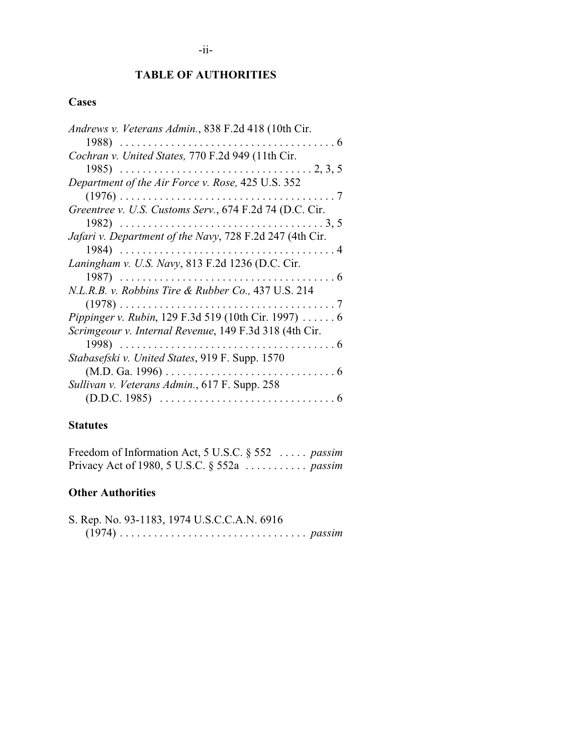## TABLE OF AUTHORITIES

### Cases

*Andrews v. Veterans Admin.*, 838 F.2d 418 (10th Cir. 1988) . . . . . . . . . . . . . . . . . . . . . . . . . . . . . . . . . . . . . . 6

*Cochran v. United States,* 770 F.2d 949 (11th Cir. 1985) . . . . . . . . . . . . . . . . . . . . . . . . . . . . . . . . . 2, 3, 5

*Department of the Air Force v. Rose,* 425 U.S. 352 (1976) . . . . . . . . . . . . . . . . . . . . . . . . . . . . . . . . . . . . . . 7

*Greentree v. U.S. Customs Serv.*, 674 F.2d 74 (D.C. Cir. 1982) . . . . . . . . . . . . . . . . . . . . . . . . . . . . . . . . . . . 3, 5

*Jafari v. Department of the Navy*, 728 F.2d 247 (4th Cir. 1984) . . . . . . . . . . . . . . . . . . . . . . . . . . . . . . . . . . . . . . 4

*Laningham v. U.S. Navy*, 813 F.2d 1236 (D.C. Cir. 1987) . . . . . . . . . . . . . . . . . . . . . . . . . . . . . . . . . . . . . . 6

*N.L.R.B. v. Robbins Tire & Rubber Co.,* 437 U.S. 214 (1978) . . . . . . . . . . . . . . . . . . . . . . . . . . . . . . . . . . . . . . 7

*Pippinger v. Rubin*, 129 F.3d 519 (10th Cir. 1997) . . . . . . 6

*Scrimgeour v. Internal Revenue*, 149 F.3d 318 (4th Cir. 1998) . . . . . . . . . . . . . . . . . . . . . . . . . . . . . . . . . . . . . . 6

*Stabasefski v. United States*, 919 F. Supp. 1570 (M.D. Ga. 1996) . . . . . . . . . . . . . . . . . . . . . . . . . . . . . . 6

*Sullivan v. Veterans Admin.*, 617 F. Supp. 258 (D.D.C. 1985) . . . . . . . . . . . . . . . . . . . . . . . . . . . . . . . 6

### Statutes

Freedom of Information Act, 5 U.S.C. § 552 . . . . . *passim*

Privacy Act of 1980, 5 U.S.C. § 552a . . . . . . . . . . . *passim*

### Other Authorities

S. Rep. No. 93-1183, 1974 U.S.C.C.A.N. 6916 (1974) . . . . . . . . . . . . . . . . . . . . . . . . . . . . . . . . . *passim*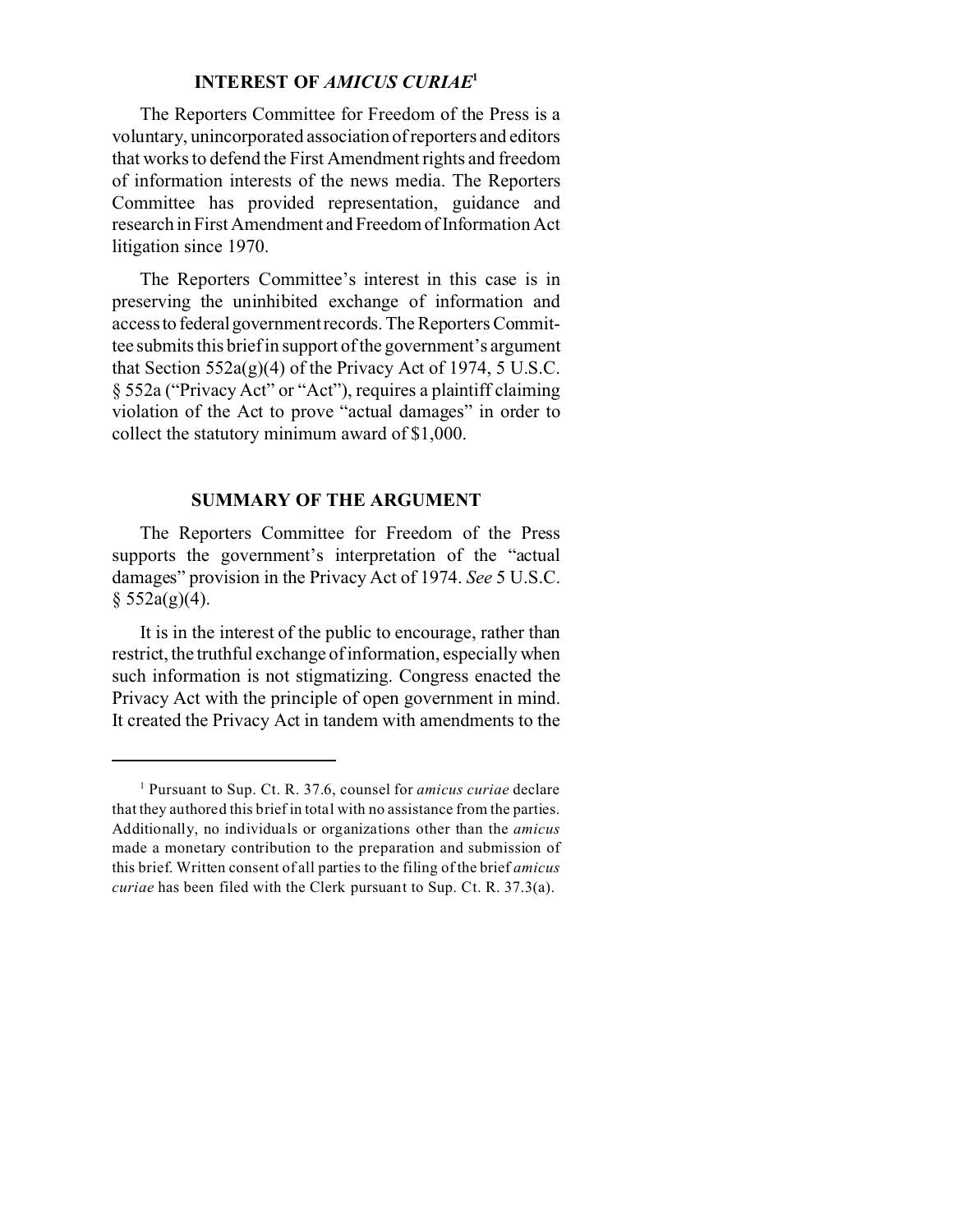## INTEREST OF *AMICUS CURIAE*[1]

The Reporters Committee for Freedom of the Press is a voluntary, unincorporated association of reporters and editors that works to defend the First Amendment rights and freedom of information interests of the news media. The Reporters Committee has provided representation, guidance and research in First Amendment and Freedom of Information Act litigation since 1970.

The Reporters Committee's interest in this case is in preserving the uninhibited exchange of information and access to federal government records. The Reporters Committee submits this brief in support of the government's argument that Section 552a(g)(4) of the Privacy Act of 1974, 5 U.S.C. § 552a ("Privacy Act" or "Act"), requires a plaintiff claiming violation of the Act to prove "actual damages" in order to collect the statutory minimum award of $1,000.

## SUMMARY OF THE ARGUMENT

The Reporters Committee for Freedom of the Press supports the government's interpretation of the "actual damages" provision in the Privacy Act of 1974. *See* 5 U.S.C. § 552a(g)(4).

It is in the interest of the public to encourage, rather than restrict, the truthful exchange of information, especially when such information is not stigmatizing. Congress enacted the Privacy Act with the principle of open government in mind. It created the Privacy Act in tandem with amendments to the

---

[1] Pursuant to Sup. Ct. R. 37.6, counsel for *amicus curiae* declare that they authored this brief in total with no assistance from the parties. Additionally, no individuals or organizations other than the *amicus* made a monetary contribution to the preparation and submission of this brief. Written consent of all parties to the filing of the brief *amicus curiae* has been filed with the Clerk pursuant to Sup. Ct. R. 37.3(a).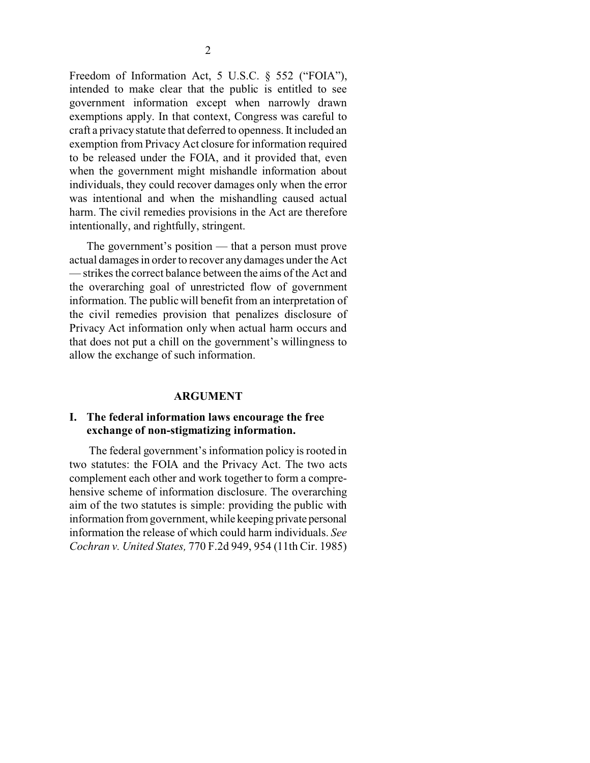Freedom of Information Act, 5 U.S.C. § 552 ("FOIA"), intended to make clear that the public is entitled to see government information except when narrowly drawn exemptions apply. In that context, Congress was careful to craft a privacy statute that deferred to openness. It included an exemption from Privacy Act closure for information required to be released under the FOIA, and it provided that, even when the government might mishandle information about individuals, they could recover damages only when the error was intentional and when the mishandling caused actual harm. The civil remedies provisions in the Act are therefore intentionally, and rightfully, stringent.

The government's position — that a person must prove actual damages in order to recover any damages under the Act — strikes the correct balance between the aims of the Act and the overarching goal of unrestricted flow of government information. The public will benefit from an interpretation of the civil remedies provision that penalizes disclosure of Privacy Act information only when actual harm occurs and that does not put a chill on the government's willingness to allow the exchange of such information.

## ARGUMENT

### I. The federal information laws encourage the free exchange of non-stigmatizing information.

The federal government's information policy is rooted in two statutes: the FOIA and the Privacy Act. The two acts complement each other and work together to form a comprehensive scheme of information disclosure. The overarching aim of the two statutes is simple: providing the public with information from government, while keeping private personal information the release of which could harm individuals. *See Cochran v. United States,* 770 F.2d 949, 954 (11th Cir. 1985)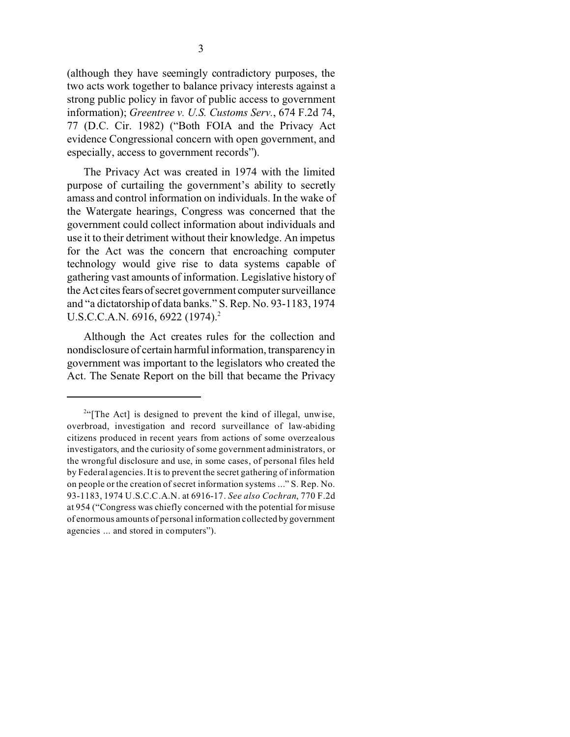(although they have seemingly contradictory purposes, the two acts work together to balance privacy interests against a strong public policy in favor of public access to government information); *Greentree v. U.S. Customs Serv.*, 674 F.2d 74, 77 (D.C. Cir. 1982) ("Both FOIA and the Privacy Act evidence Congressional concern with open government, and especially, access to government records").

The Privacy Act was created in 1974 with the limited purpose of curtailing the government's ability to secretly amass and control information on individuals. In the wake of the Watergate hearings, Congress was concerned that the government could collect information about individuals and use it to their detriment without their knowledge. An impetus for the Act was the concern that encroaching computer technology would give rise to data systems capable of gathering vast amounts of information. Legislative history of the Act cites fears of secret government computer surveillance and "a dictatorship of data banks." S. Rep. No. 93-1183, 1974 U.S.C.C.A.N. 6916, 6922 (1974).[2]

Although the Act creates rules for the collection and nondisclosure of certain harmful information, transparency in government was important to the legislators who created the Act. The Senate Report on the bill that became the Privacy

---

[2] "[The Act] is designed to prevent the kind of illegal, unwise, overbroad, investigation and record surveillance of law-abiding citizens produced in recent years from actions of some overzealous investigators, and the curiosity of some government administrators, or the wrongful disclosure and use, in some cases, of personal files held by Federal agencies. It is to prevent the secret gathering of information on people or the creation of secret information systems ..." S. Rep. No. 93-1183, 1974 U.S.C.C.A.N. at 6916-17. *See also Cochran*, 770 F.2d at 954 ("Congress was chiefly concerned with the potential for misuse of enormous amounts of personal information collected by government agencies ... and stored in computers").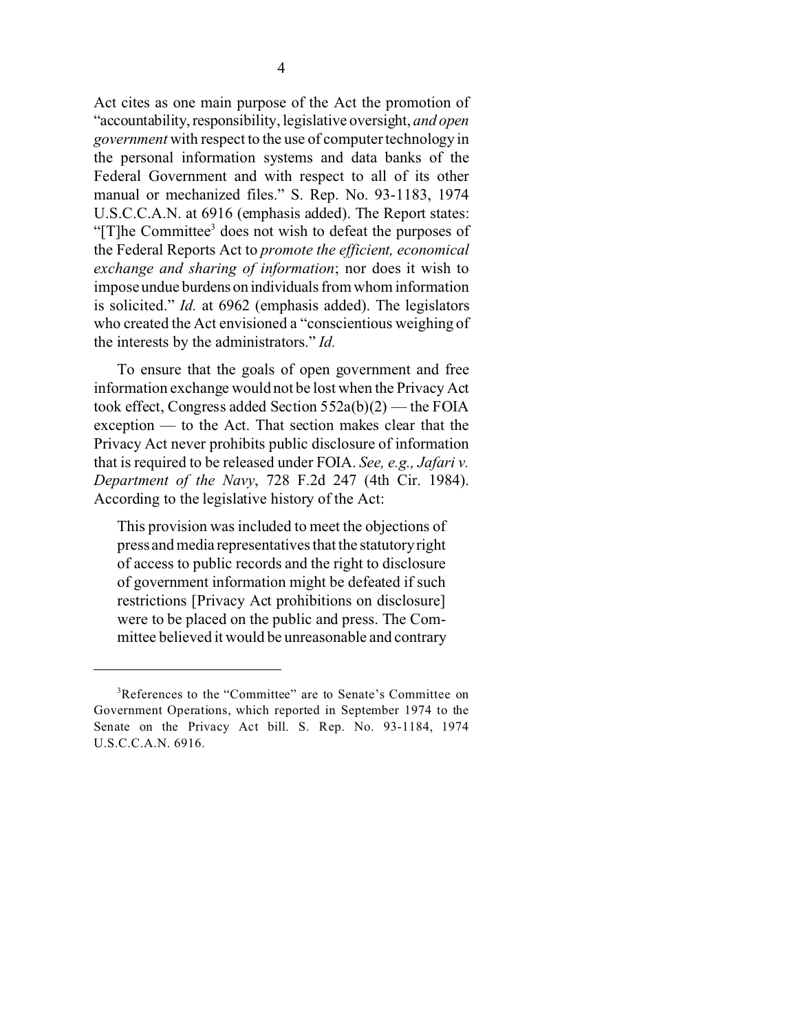Act cites as one main purpose of the Act the promotion of "accountability, responsibility, legislative oversight, *and open government* with respect to the use of computer technology in the personal information systems and data banks of the Federal Government and with respect to all of its other manual or mechanized files." S. Rep. No. 93-1183, 1974 U.S.C.C.A.N. at 6916 (emphasis added). The Report states: "[T]he Committee[3] does not wish to defeat the purposes of the Federal Reports Act to *promote the efficient, economical exchange and sharing of information*; nor does it wish to impose undue burdens on individuals from whom information is solicited." *Id.* at 6962 (emphasis added). The legislators who created the Act envisioned a "conscientious weighing of the interests by the administrators." *Id.*

To ensure that the goals of open government and free information exchange would not be lost when the Privacy Act took effect, Congress added Section 552a(b)(2) — the FOIA exception — to the Act. That section makes clear that the Privacy Act never prohibits public disclosure of information that is required to be released under FOIA. *See, e.g., Jafari v. Department of the Navy*, 728 F.2d 247 (4th Cir. 1984). According to the legislative history of the Act:

> This provision was included to meet the objections of press and media representatives that the statutory right of access to public records and the right to disclosure of government information might be defeated if such restrictions [Privacy Act prohibitions on disclosure] were to be placed on the public and press. The Committee believed it would be unreasonable and contrary

---

[3] References to the "Committee" are to Senate's Committee on Government Operations, which reported in September 1974 to the Senate on the Privacy Act bill. S. Rep. No. 93-1184, 1974 U.S.C.C.A.N. 6916.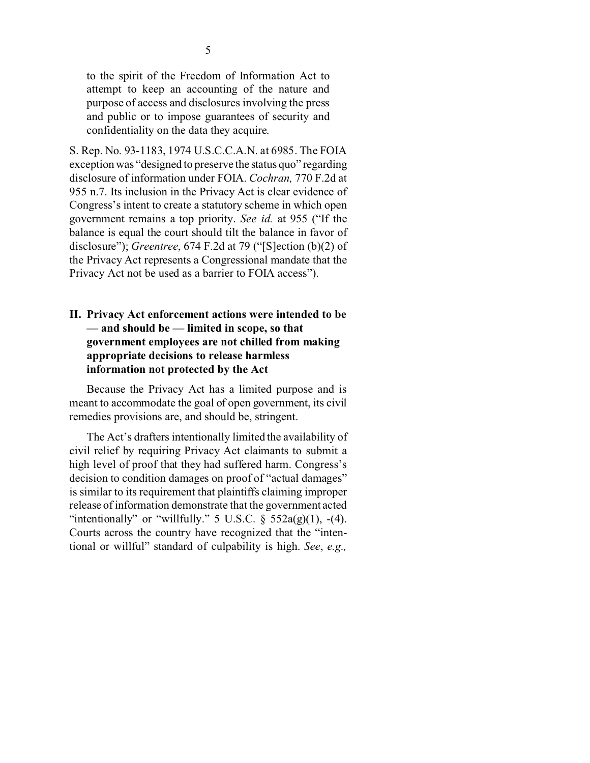> to the spirit of the Freedom of Information Act to attempt to keep an accounting of the nature and purpose of access and disclosures involving the press and public or to impose guarantees of security and confidentiality on the data they acquire.

S. Rep. No. 93-1183, 1974 U.S.C.C.A.N. at 6985. The FOIA exception was "designed to preserve the status quo" regarding disclosure of information under FOIA. *Cochran,* 770 F.2d at 955 n.7. Its inclusion in the Privacy Act is clear evidence of Congress's intent to create a statutory scheme in which open government remains a top priority. *See id.* at 955 ("If the balance is equal the court should tilt the balance in favor of disclosure"); *Greentree*, 674 F.2d at 79 ("[S]ection (b)(2) of the Privacy Act represents a Congressional mandate that the Privacy Act not be used as a barrier to FOIA access").

## II. Privacy Act enforcement actions were intended to be — and should be — limited in scope, so that government employees are not chilled from making appropriate decisions to release harmless information not protected by the Act

Because the Privacy Act has a limited purpose and is meant to accommodate the goal of open government, its civil remedies provisions are, and should be, stringent.

The Act's drafters intentionally limited the availability of civil relief by requiring Privacy Act claimants to submit a high level of proof that they had suffered harm. Congress's decision to condition damages on proof of "actual damages" is similar to its requirement that plaintiffs claiming improper release of information demonstrate that the government acted "intentionally" or "willfully." 5 U.S.C. § 552a(g)(1), -(4). Courts across the country have recognized that the "intentional or willful" standard of culpability is high. *See*, *e.g.,*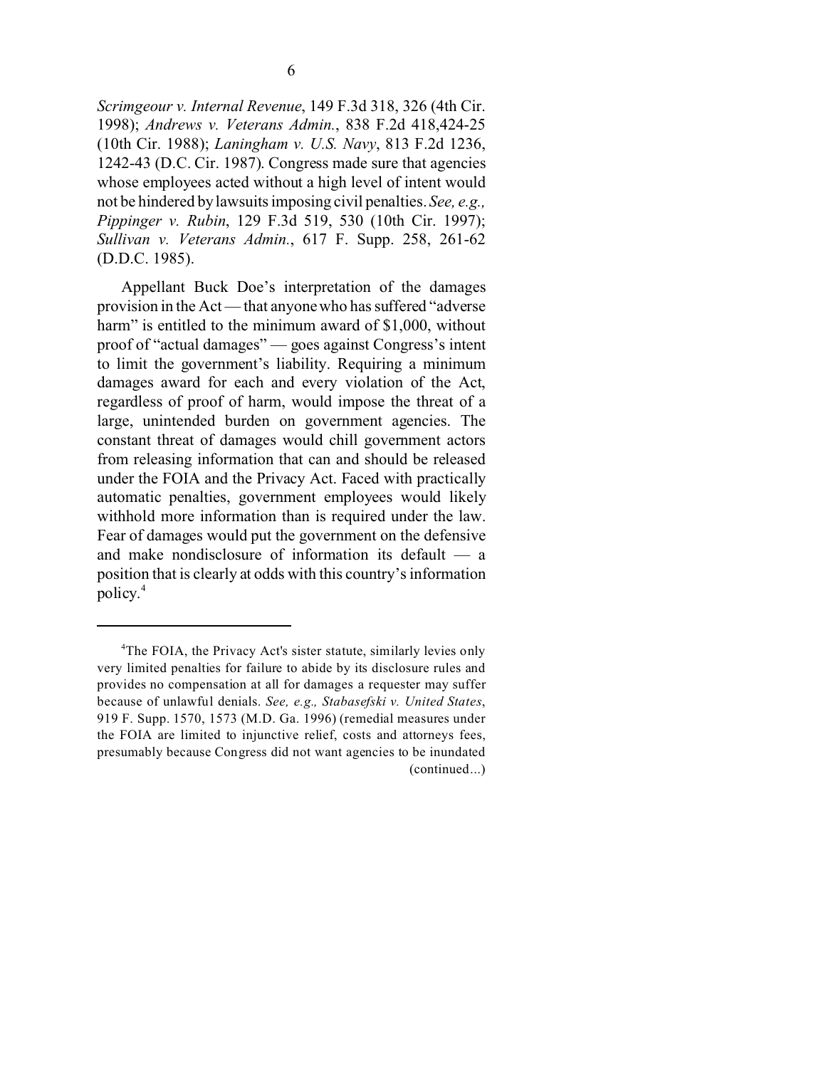*Scrimgeour v. Internal Revenue*, 149 F.3d 318, 326 (4th Cir. 1998); *Andrews v. Veterans Admin.*, 838 F.2d 418,424-25 (10th Cir. 1988); *Laningham v. U.S. Navy*, 813 F.2d 1236, 1242-43 (D.C. Cir. 1987). Congress made sure that agencies whose employees acted without a high level of intent would not be hindered by lawsuits imposing civil penalties. *See, e.g., Pippinger v. Rubin*, 129 F.3d 519, 530 (10th Cir. 1997); *Sullivan v. Veterans Admin.*, 617 F. Supp. 258, 261-62 (D.D.C. 1985).

Appellant Buck Doe's interpretation of the damages provision in the Act — that anyone who has suffered "adverse harm" is entitled to the minimum award of $1,000, without proof of "actual damages" — goes against Congress's intent to limit the government's liability. Requiring a minimum damages award for each and every violation of the Act, regardless of proof of harm, would impose the threat of a large, unintended burden on government agencies. The constant threat of damages would chill government actors from releasing information that can and should be released under the FOIA and the Privacy Act. Faced with practically automatic penalties, government employees would likely withhold more information than is required under the law. Fear of damages would put the government on the defensive and make nondisclosure of information its default — a position that is clearly at odds with this country's information policy.[4]

---

[4]The FOIA, the Privacy Act's sister statute, similarly levies only very limited penalties for failure to abide by its disclosure rules and provides no compensation at all for damages a requester may suffer because of unlawful denials. *See, e.g., Stabasefski v. United States*, 919 F. Supp. 1570, 1573 (M.D. Ga. 1996) (remedial measures under the FOIA are limited to injunctive relief, costs and attorneys fees, presumably because Congress did not want agencies to be inundated (continued...)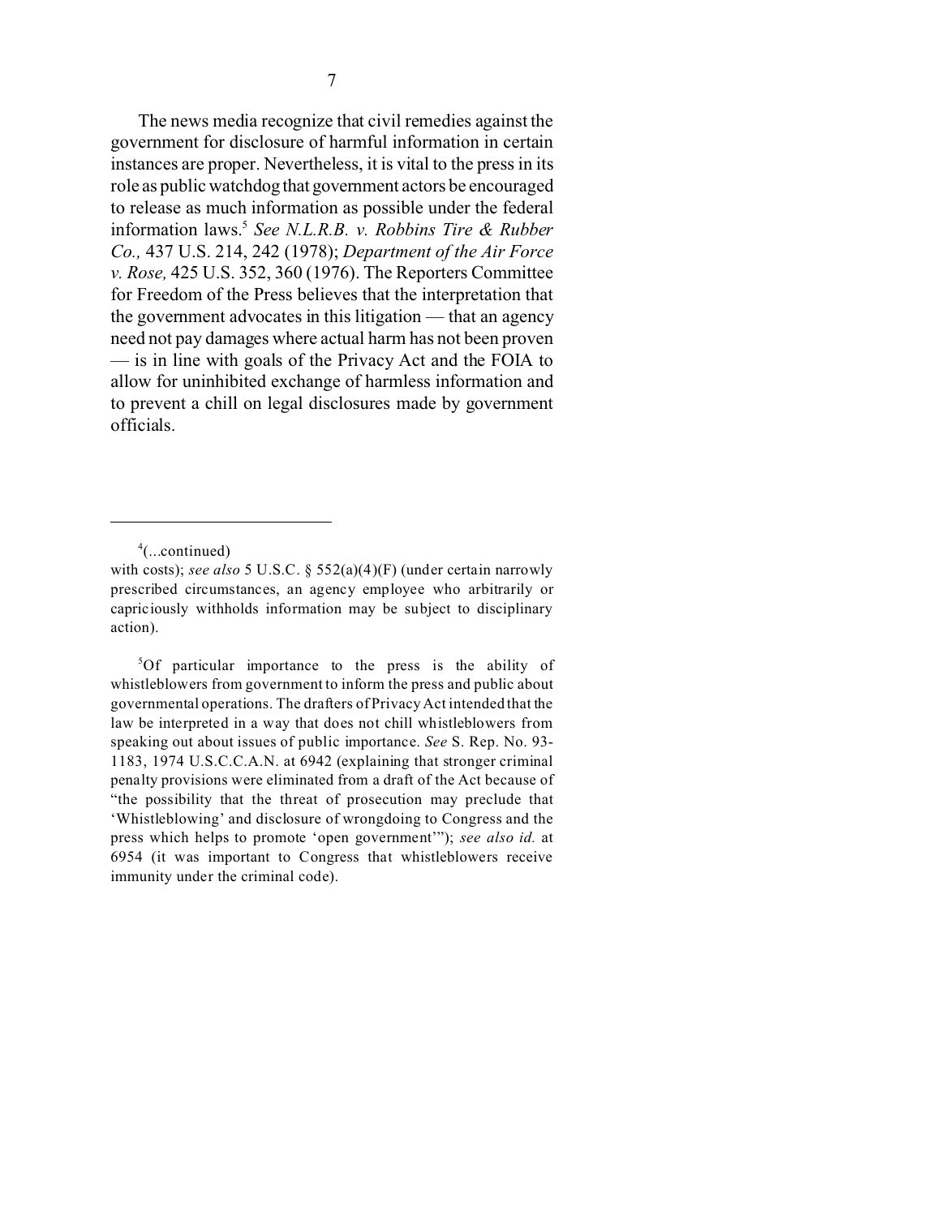The news media recognize that civil remedies against the government for disclosure of harmful information in certain instances are proper. Nevertheless, it is vital to the press in its role as public watchdog that government actors be encouraged to release as much information as possible under the federal information laws.[5] *See N.L.R.B. v. Robbins Tire & Rubber Co.,* 437 U.S. 214, 242 (1978); *Department of the Air Force v. Rose,* 425 U.S. 352, 360 (1976). The Reporters Committee for Freedom of the Press believes that the interpretation that the government advocates in this litigation — that an agency need not pay damages where actual harm has not been proven — is in line with goals of the Privacy Act and the FOIA to allow for uninhibited exchange of harmless information and to prevent a chill on legal disclosures made by government officials.

---

[4](...continued)
with costs); *see also* 5 U.S.C. § 552(a)(4)(F) (under certain narrowly prescribed circumstances, an agency employee who arbitrarily or capriciously withholds information may be subject to disciplinary action).

[5]Of particular importance to the press is the ability of whistleblowers from government to inform the press and public about governmental operations. The drafters of Privacy Act intended that the law be interpreted in a way that does not chill whistleblowers from speaking out about issues of public importance. *See* S. Rep. No. 93-1183, 1974 U.S.C.C.A.N. at 6942 (explaining that stronger criminal penalty provisions were eliminated from a draft of the Act because of "the possibility that the threat of prosecution may preclude that 'Whistleblowing' and disclosure of wrongdoing to Congress and the press which helps to promote 'open government'"); *see also id.* at 6954 (it was important to Congress that whistleblowers receive immunity under the criminal code).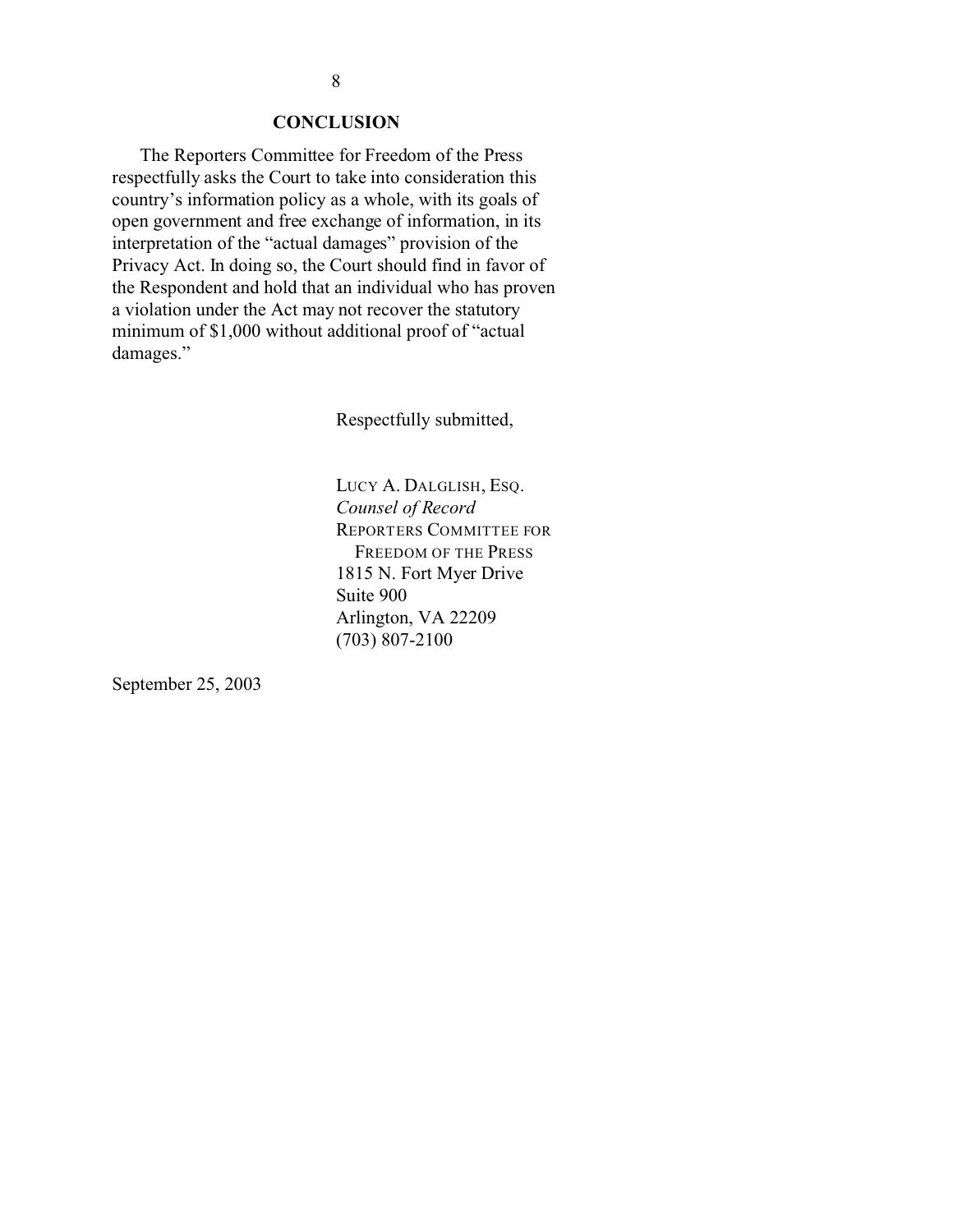## CONCLUSION

The Reporters Committee for Freedom of the Press respectfully asks the Court to take into consideration this country's information policy as a whole, with its goals of open government and free exchange of information, in its interpretation of the "actual damages" provision of the Privacy Act. In doing so, the Court should find in favor of the Respondent and hold that an individual who has proven a violation under the Act may not recover the statutory minimum of $1,000 without additional proof of "actual damages."

Respectfully submitted,

LUCY A. DALGLISH, ESQ.  
*Counsel of Record*  
REPORTERS COMMITTEE FOR  
FREEDOM OF THE PRESS  
1815 N. Fort Myer Drive  
Suite 900  
Arlington, VA 22209  
(703) 807-2100

September 25, 2003